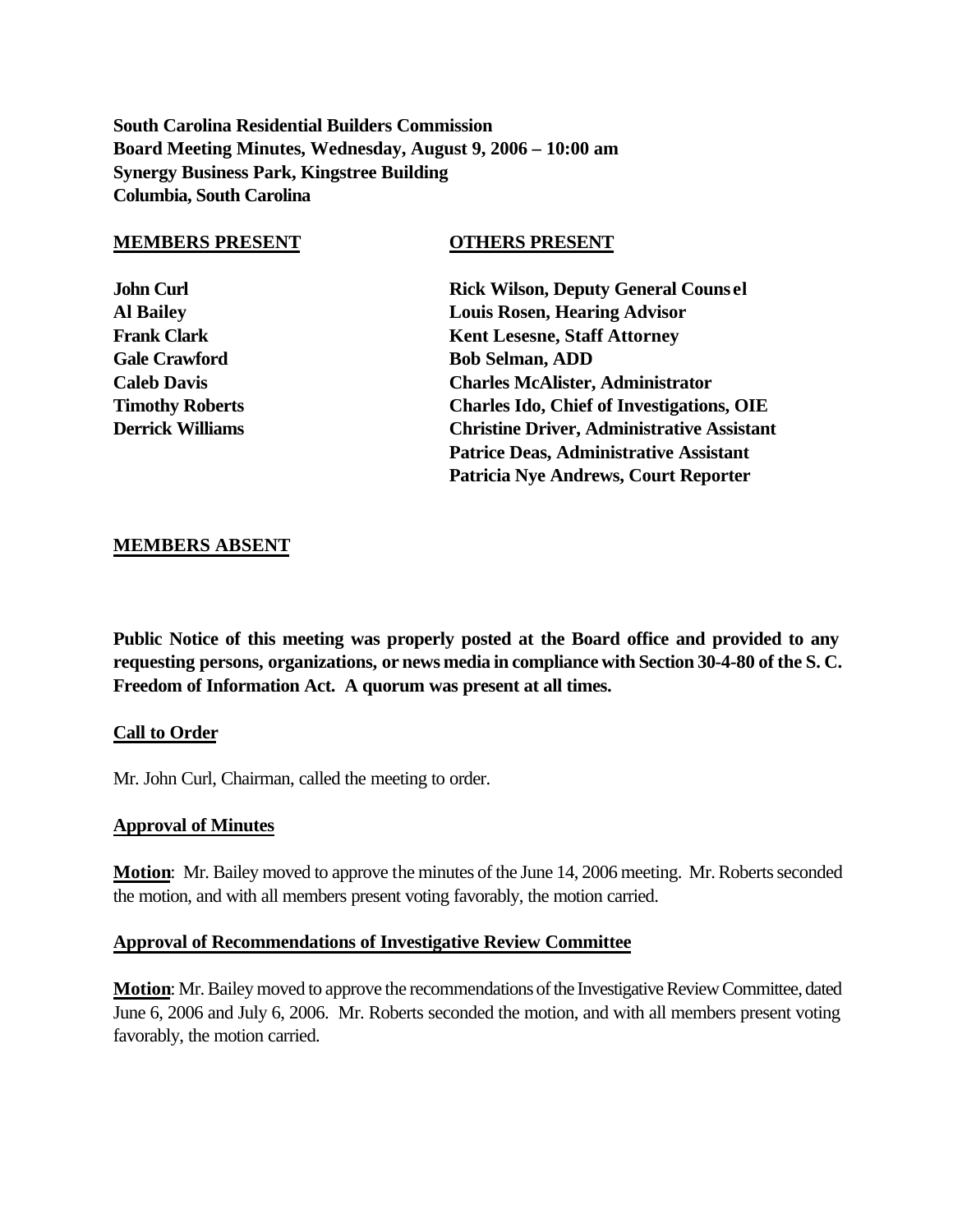**South Carolina Residential Builders Commission**
**Board Meeting Minutes, Wednesday, August 9, 2006 – 10:00 am**
**Synergy Business Park, Kingstree Building**
**Columbia, South Carolina**

| MEMBERS PRESENT | OTHERS PRESENT |
|---|---|
| John Curl | Rick Wilson, Deputy General Counsel |
| Al Bailey | Louis Rosen, Hearing Advisor |
| Frank Clark | Kent Lesesne, Staff Attorney |
| Gale Crawford | Bob Selman, ADD |
| Caleb Davis | Charles McAlister, Administrator |
| Timothy Roberts | Charles Ido, Chief of Investigations, OIE |
| Derrick Williams | Christine Driver, Administrative Assistant |
| | Patrice Deas, Administrative Assistant |
| | Patricia Nye Andrews, Court Reporter |

## MEMBERS ABSENT

**Public Notice of this meeting was properly posted at the Board office and provided to any requesting persons, organizations, or news media in compliance with Section 30-4-80 of the S. C. Freedom of Information Act. A quorum was present at all times.**

## Call to Order

Mr. John Curl, Chairman, called the meeting to order.

## Approval of Minutes

**Motion**: Mr. Bailey moved to approve the minutes of the June 14, 2006 meeting. Mr. Roberts seconded the motion, and with all members present voting favorably, the motion carried.

## Approval of Recommendations of Investigative Review Committee

**Motion**: Mr. Bailey moved to approve the recommendations of the Investigative Review Committee, dated June 6, 2006 and July 6, 2006. Mr. Roberts seconded the motion, and with all members present voting favorably, the motion carried.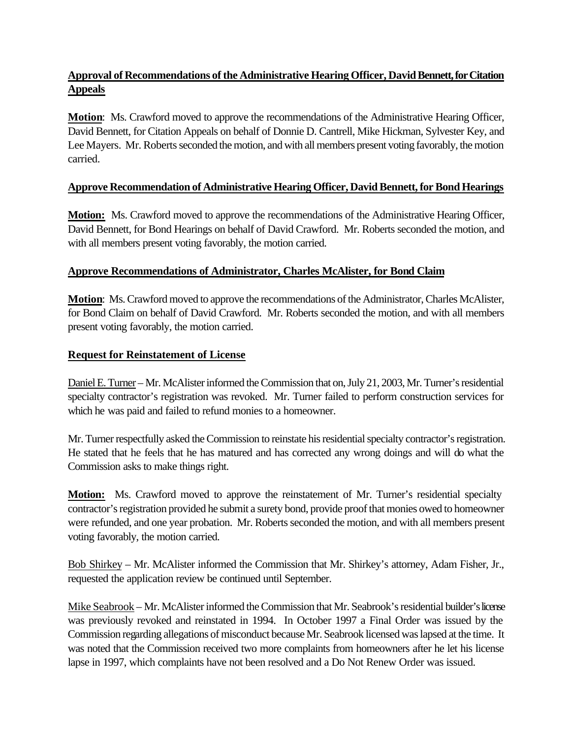**Approval of Recommendations of the Administrative Hearing Officer, David Bennett, for Citation Appeals**

**Motion**: Ms. Crawford moved to approve the recommendations of the Administrative Hearing Officer, David Bennett, for Citation Appeals on behalf of Donnie D. Cantrell, Mike Hickman, Sylvester Key, and Lee Mayers. Mr. Roberts seconded the motion, and with all members present voting favorably, the motion carried.

**Approve Recommendation of Administrative Hearing Officer, David Bennett, for Bond Hearings**

**Motion:** Ms. Crawford moved to approve the recommendations of the Administrative Hearing Officer, David Bennett, for Bond Hearings on behalf of David Crawford. Mr. Roberts seconded the motion, and with all members present voting favorably, the motion carried.

**Approve Recommendations of Administrator, Charles McAlister, for Bond Claim**

**Motion**: Ms. Crawford moved to approve the recommendations of the Administrator, Charles McAlister, for Bond Claim on behalf of David Crawford. Mr. Roberts seconded the motion, and with all members present voting favorably, the motion carried.

**Request for Reinstatement of License**

Daniel E. Turner – Mr. McAlister informed the Commission that on, July 21, 2003, Mr. Turner's residential specialty contractor's registration was revoked. Mr. Turner failed to perform construction services for which he was paid and failed to refund monies to a homeowner.

Mr. Turner respectfully asked the Commission to reinstate his residential specialty contractor's registration. He stated that he feels that he has matured and has corrected any wrong doings and will do what the Commission asks to make things right.

**Motion:** Ms. Crawford moved to approve the reinstatement of Mr. Turner's residential specialty contractor's registration provided he submit a surety bond, provide proof that monies owed to homeowner were refunded, and one year probation. Mr. Roberts seconded the motion, and with all members present voting favorably, the motion carried.

Bob Shirkey – Mr. McAlister informed the Commission that Mr. Shirkey's attorney, Adam Fisher, Jr., requested the application review be continued until September.

Mike Seabrook – Mr. McAlister informed the Commission that Mr. Seabrook's residential builder's license was previously revoked and reinstated in 1994. In October 1997 a Final Order was issued by the Commission regarding allegations of misconduct because Mr. Seabrook licensed was lapsed at the time. It was noted that the Commission received two more complaints from homeowners after he let his license lapse in 1997, which complaints have not been resolved and a Do Not Renew Order was issued.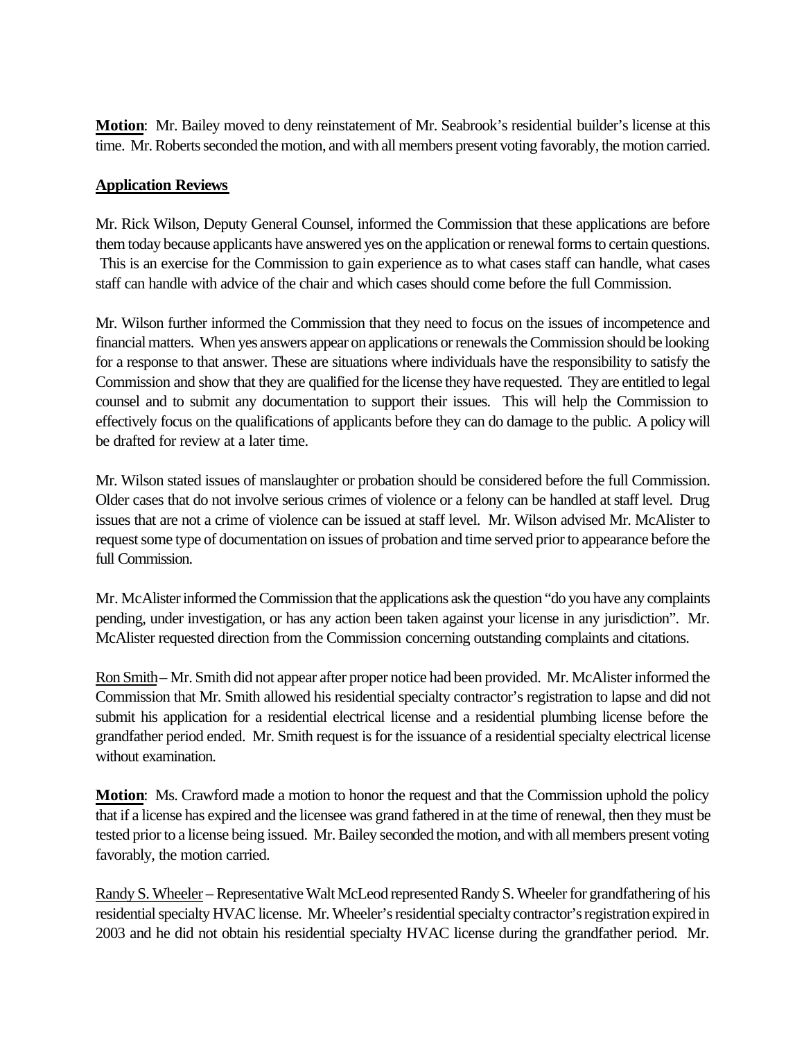**Motion**: Mr. Bailey moved to deny reinstatement of Mr. Seabrook's residential builder's license at this time. Mr. Roberts seconded the motion, and with all members present voting favorably, the motion carried.

**Application Reviews**

Mr. Rick Wilson, Deputy General Counsel, informed the Commission that these applications are before them today because applicants have answered yes on the application or renewal forms to certain questions. This is an exercise for the Commission to gain experience as to what cases staff can handle, what cases staff can handle with advice of the chair and which cases should come before the full Commission.

Mr. Wilson further informed the Commission that they need to focus on the issues of incompetence and financial matters. When yes answers appear on applications or renewals the Commission should be looking for a response to that answer. These are situations where individuals have the responsibility to satisfy the Commission and show that they are qualified for the license they have requested. They are entitled to legal counsel and to submit any documentation to support their issues. This will help the Commission to effectively focus on the qualifications of applicants before they can do damage to the public. A policy will be drafted for review at a later time.

Mr. Wilson stated issues of manslaughter or probation should be considered before the full Commission. Older cases that do not involve serious crimes of violence or a felony can be handled at staff level. Drug issues that are not a crime of violence can be issued at staff level. Mr. Wilson advised Mr. McAlister to request some type of documentation on issues of probation and time served prior to appearance before the full Commission.

Mr. McAlister informed the Commission that the applications ask the question "do you have any complaints pending, under investigation, or has any action been taken against your license in any jurisdiction". Mr. McAlister requested direction from the Commission concerning outstanding complaints and citations.

Ron Smith – Mr. Smith did not appear after proper notice had been provided. Mr. McAlister informed the Commission that Mr. Smith allowed his residential specialty contractor's registration to lapse and did not submit his application for a residential electrical license and a residential plumbing license before the grandfather period ended. Mr. Smith request is for the issuance of a residential specialty electrical license without examination.

**Motion**: Ms. Crawford made a motion to honor the request and that the Commission uphold the policy that if a license has expired and the licensee was grand fathered in at the time of renewal, then they must be tested prior to a license being issued. Mr. Bailey seconded the motion, and with all members present voting favorably, the motion carried.

Randy S. Wheeler – Representative Walt McLeod represented Randy S. Wheeler for grandfathering of his residential specialty HVAC license. Mr. Wheeler's residential specialty contractor's registration expired in 2003 and he did not obtain his residential specialty HVAC license during the grandfather period. Mr.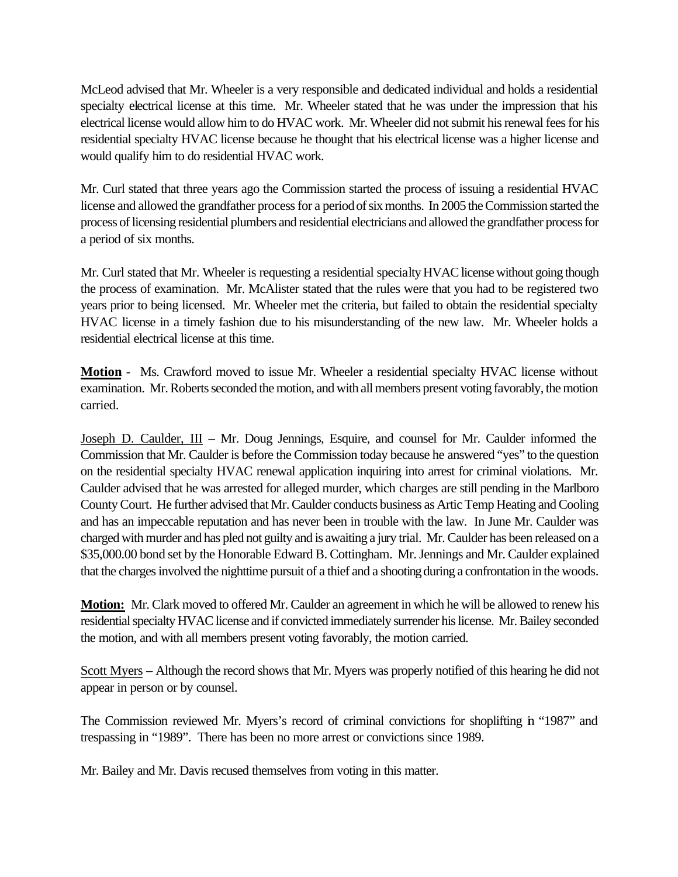McLeod advised that Mr. Wheeler is a very responsible and dedicated individual and holds a residential specialty electrical license at this time. Mr. Wheeler stated that he was under the impression that his electrical license would allow him to do HVAC work. Mr. Wheeler did not submit his renewal fees for his residential specialty HVAC license because he thought that his electrical license was a higher license and would qualify him to do residential HVAC work.

Mr. Curl stated that three years ago the Commission started the process of issuing a residential HVAC license and allowed the grandfather process for a period of six months. In 2005 the Commission started the process of licensing residential plumbers and residential electricians and allowed the grandfather process for a period of six months.

Mr. Curl stated that Mr. Wheeler is requesting a residential specialty HVAC license without going though the process of examination. Mr. McAlister stated that the rules were that you had to be registered two years prior to being licensed. Mr. Wheeler met the criteria, but failed to obtain the residential specialty HVAC license in a timely fashion due to his misunderstanding of the new law. Mr. Wheeler holds a residential electrical license at this time.

**Motion** - Ms. Crawford moved to issue Mr. Wheeler a residential specialty HVAC license without examination. Mr. Roberts seconded the motion, and with all members present voting favorably, the motion carried.

Joseph D. Caulder, III – Mr. Doug Jennings, Esquire, and counsel for Mr. Caulder informed the Commission that Mr. Caulder is before the Commission today because he answered "yes" to the question on the residential specialty HVAC renewal application inquiring into arrest for criminal violations. Mr. Caulder advised that he was arrested for alleged murder, which charges are still pending in the Marlboro County Court. He further advised that Mr. Caulder conducts business as Artic Temp Heating and Cooling and has an impeccable reputation and has never been in trouble with the law. In June Mr. Caulder was charged with murder and has pled not guilty and is awaiting a jury trial. Mr. Caulder has been released on a $35,000.00 bond set by the Honorable Edward B. Cottingham. Mr. Jennings and Mr. Caulder explained that the charges involved the nighttime pursuit of a thief and a shooting during a confrontation in the woods.

**Motion:** Mr. Clark moved to offered Mr. Caulder an agreement in which he will be allowed to renew his residential specialty HVAC license and if convicted immediately surrender his license. Mr. Bailey seconded the motion, and with all members present voting favorably, the motion carried.

Scott Myers – Although the record shows that Mr. Myers was properly notified of this hearing he did not appear in person or by counsel.

The Commission reviewed Mr. Myers's record of criminal convictions for shoplifting in "1987" and trespassing in "1989". There has been no more arrest or convictions since 1989.

Mr. Bailey and Mr. Davis recused themselves from voting in this matter.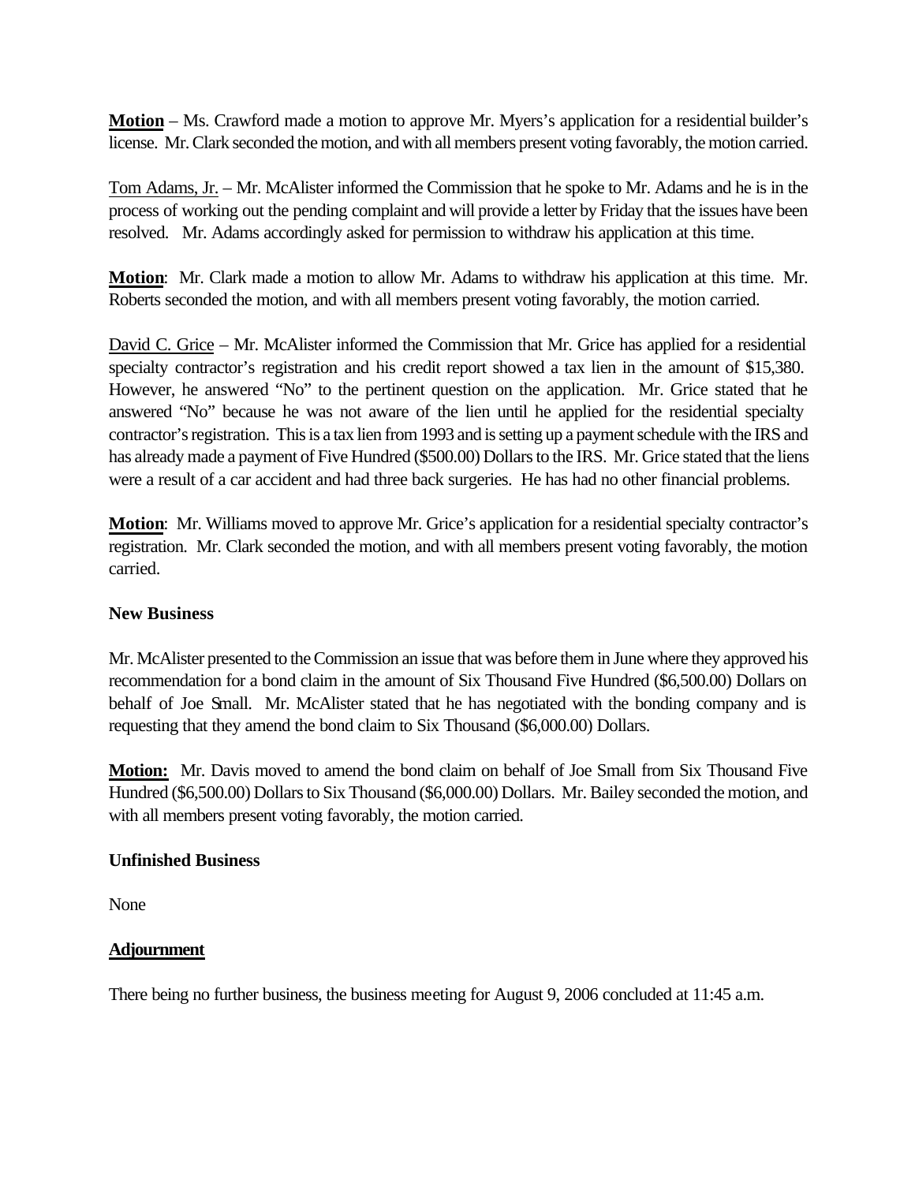**Motion** – Ms. Crawford made a motion to approve Mr. Myers's application for a residential builder's license. Mr. Clark seconded the motion, and with all members present voting favorably, the motion carried.

Tom Adams, Jr. – Mr. McAlister informed the Commission that he spoke to Mr. Adams and he is in the process of working out the pending complaint and will provide a letter by Friday that the issues have been resolved. Mr. Adams accordingly asked for permission to withdraw his application at this time.

**Motion**: Mr. Clark made a motion to allow Mr. Adams to withdraw his application at this time. Mr. Roberts seconded the motion, and with all members present voting favorably, the motion carried.

David C. Grice – Mr. McAlister informed the Commission that Mr. Grice has applied for a residential specialty contractor's registration and his credit report showed a tax lien in the amount of $15,380. However, he answered "No" to the pertinent question on the application. Mr. Grice stated that he answered "No" because he was not aware of the lien until he applied for the residential specialty contractor's registration. This is a tax lien from 1993 and is setting up a payment schedule with the IRS and has already made a payment of Five Hundred ($500.00) Dollars to the IRS. Mr. Grice stated that the liens were a result of a car accident and had three back surgeries. He has had no other financial problems.

**Motion**: Mr. Williams moved to approve Mr. Grice's application for a residential specialty contractor's registration. Mr. Clark seconded the motion, and with all members present voting favorably, the motion carried.

**New Business**

Mr. McAlister presented to the Commission an issue that was before them in June where they approved his recommendation for a bond claim in the amount of Six Thousand Five Hundred ($6,500.00) Dollars on behalf of Joe Small. Mr. McAlister stated that he has negotiated with the bonding company and is requesting that they amend the bond claim to Six Thousand ($6,000.00) Dollars.

**Motion:** Mr. Davis moved to amend the bond claim on behalf of Joe Small from Six Thousand Five Hundred ($6,500.00) Dollars to Six Thousand ($6,000.00) Dollars. Mr. Bailey seconded the motion, and with all members present voting favorably, the motion carried.

**Unfinished Business**

None

**Adjournment**

There being no further business, the business meeting for August 9, 2006 concluded at 11:45 a.m.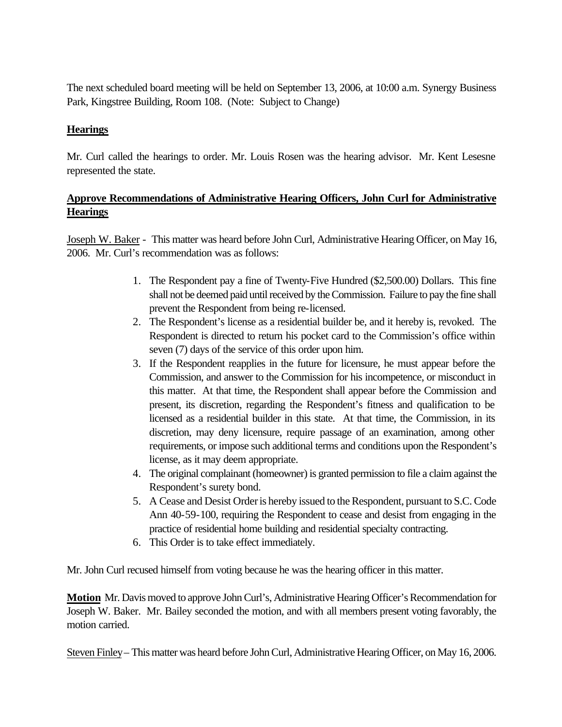The next scheduled board meeting will be held on September 13, 2006, at 10:00 a.m. Synergy Business Park, Kingstree Building, Room 108. (Note: Subject to Change)

## Hearings

Mr. Curl called the hearings to order. Mr. Louis Rosen was the hearing advisor. Mr. Kent Lesesne represented the state.

## Approve Recommendations of Administrative Hearing Officers, John Curl for Administrative Hearings

Joseph W. Baker - This matter was heard before John Curl, Administrative Hearing Officer, on May 16, 2006. Mr. Curl's recommendation was as follows:

1. The Respondent pay a fine of Twenty-Five Hundred ($2,500.00) Dollars. This fine shall not be deemed paid until received by the Commission. Failure to pay the fine shall prevent the Respondent from being re-licensed.
2. The Respondent's license as a residential builder be, and it hereby is, revoked. The Respondent is directed to return his pocket card to the Commission's office within seven (7) days of the service of this order upon him.
3. If the Respondent reapplies in the future for licensure, he must appear before the Commission, and answer to the Commission for his incompetence, or misconduct in this matter. At that time, the Respondent shall appear before the Commission and present, its discretion, regarding the Respondent's fitness and qualification to be licensed as a residential builder in this state. At that time, the Commission, in its discretion, may deny licensure, require passage of an examination, among other requirements, or impose such additional terms and conditions upon the Respondent's license, as it may deem appropriate.
4. The original complainant (homeowner) is granted permission to file a claim against the Respondent's surety bond.
5. A Cease and Desist Order is hereby issued to the Respondent, pursuant to S.C. Code Ann 40-59-100, requiring the Respondent to cease and desist from engaging in the practice of residential home building and residential specialty contracting.
6. This Order is to take effect immediately.

Mr. John Curl recused himself from voting because he was the hearing officer in this matter.

**Motion** Mr. Davis moved to approve John Curl's, Administrative Hearing Officer's Recommendation for Joseph W. Baker. Mr. Bailey seconded the motion, and with all members present voting favorably, the motion carried.

Steven Finley – This matter was heard before John Curl, Administrative Hearing Officer, on May 16, 2006.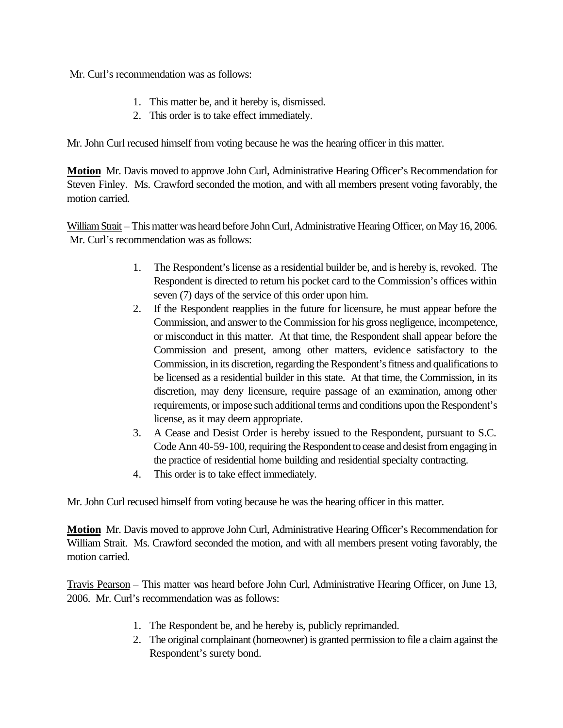Mr. Curl's recommendation was as follows:

1. This matter be, and it hereby is, dismissed.
2. This order is to take effect immediately.

Mr. John Curl recused himself from voting because he was the hearing officer in this matter.

**Motion** Mr. Davis moved to approve John Curl, Administrative Hearing Officer's Recommendation for Steven Finley. Ms. Crawford seconded the motion, and with all members present voting favorably, the motion carried.

William Strait – This matter was heard before John Curl, Administrative Hearing Officer, on May 16, 2006. Mr. Curl's recommendation was as follows:

1. The Respondent's license as a residential builder be, and is hereby is, revoked. The Respondent is directed to return his pocket card to the Commission's offices within seven (7) days of the service of this order upon him.
2. If the Respondent reapplies in the future for licensure, he must appear before the Commission, and answer to the Commission for his gross negligence, incompetence, or misconduct in this matter. At that time, the Respondent shall appear before the Commission and present, among other matters, evidence satisfactory to the Commission, in its discretion, regarding the Respondent's fitness and qualifications to be licensed as a residential builder in this state. At that time, the Commission, in its discretion, may deny licensure, require passage of an examination, among other requirements, or impose such additional terms and conditions upon the Respondent's license, as it may deem appropriate.
3. A Cease and Desist Order is hereby issued to the Respondent, pursuant to S.C. Code Ann 40-59-100, requiring the Respondent to cease and desist from engaging in the practice of residential home building and residential specialty contracting.
4. This order is to take effect immediately.

Mr. John Curl recused himself from voting because he was the hearing officer in this matter.

**Motion** Mr. Davis moved to approve John Curl, Administrative Hearing Officer's Recommendation for William Strait. Ms. Crawford seconded the motion, and with all members present voting favorably, the motion carried.

Travis Pearson – This matter was heard before John Curl, Administrative Hearing Officer, on June 13, 2006. Mr. Curl's recommendation was as follows:

1. The Respondent be, and he hereby is, publicly reprimanded.
2. The original complainant (homeowner) is granted permission to file a claim against the Respondent's surety bond.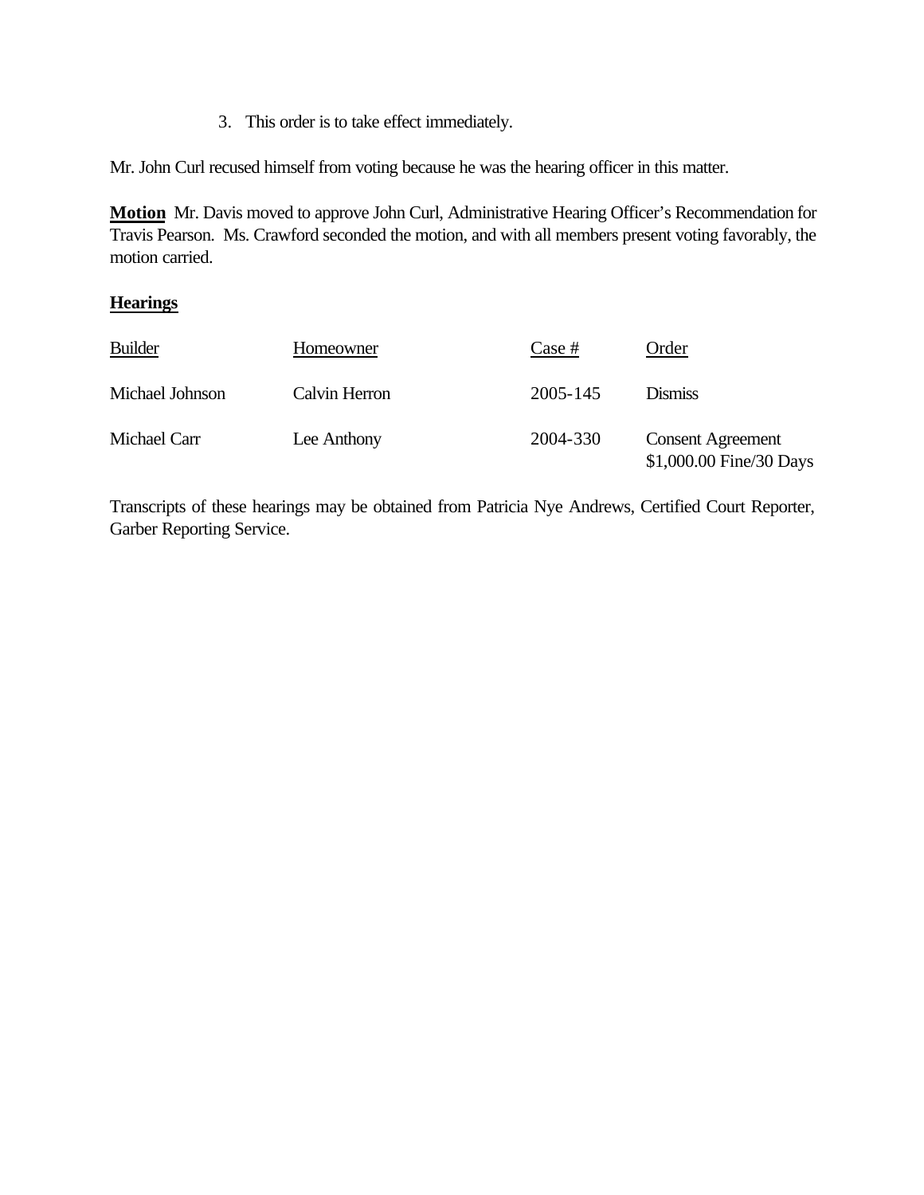3. This order is to take effect immediately.

Mr. John Curl recused himself from voting because he was the hearing officer in this matter.

**Motion** Mr. Davis moved to approve John Curl, Administrative Hearing Officer's Recommendation for Travis Pearson. Ms. Crawford seconded the motion, and with all members present voting favorably, the motion carried.

**Hearings**

| Builder | Homeowner | Case # | Order |
|---|---|---|---|
| Michael Johnson | Calvin Herron | 2005-145 | Dismiss |
| Michael Carr | Lee Anthony | 2004-330 | Consent Agreement $1,000.00 Fine/30 Days |

Transcripts of these hearings may be obtained from Patricia Nye Andrews, Certified Court Reporter, Garber Reporting Service.